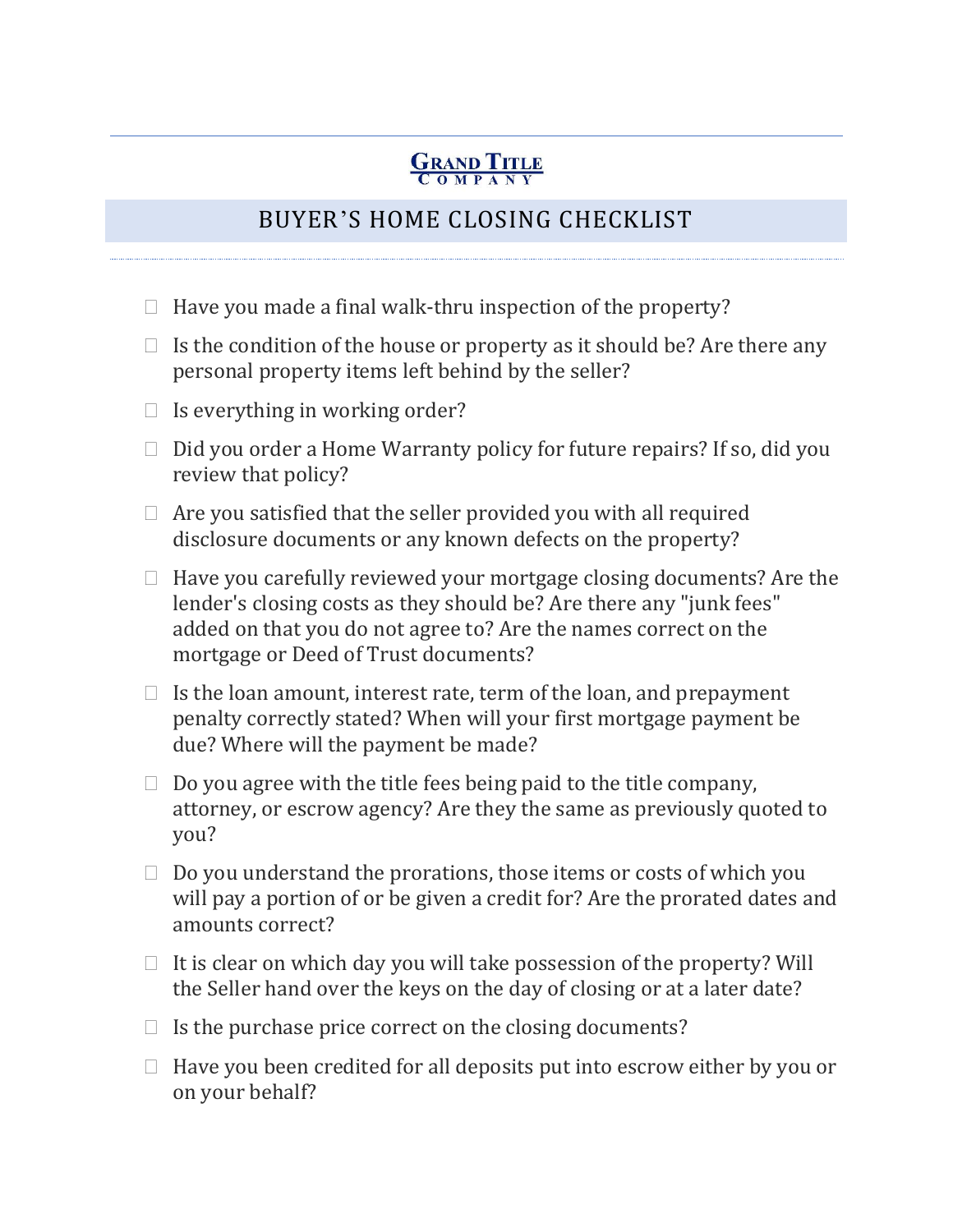**GRAND TITLE COMPANY**

# BUYER'S HOME CLOSING CHECKLIST

- ☐ Have you made a final walk-thru inspection of the property?
- ☐ Is the condition of the house or property as it should be? Are there any personal property items left behind by the seller?
- ☐ Is everything in working order?
- ☐ Did you order a Home Warranty policy for future repairs? If so, did you review that policy?
- ☐ Are you satisfied that the seller provided you with all required disclosure documents or any known defects on the property?
- ☐ Have you carefully reviewed your mortgage closing documents? Are the lender's closing costs as they should be? Are there any "junk fees" added on that you do not agree to? Are the names correct on the mortgage or Deed of Trust documents?
- ☐ Is the loan amount, interest rate, term of the loan, and prepayment penalty correctly stated? When will your first mortgage payment be due? Where will the payment be made?
- ☐ Do you agree with the title fees being paid to the title company, attorney, or escrow agency? Are they the same as previously quoted to you?
- ☐ Do you understand the prorations, those items or costs of which you will pay a portion of or be given a credit for? Are the prorated dates and amounts correct?
- ☐ It is clear on which day you will take possession of the property? Will the Seller hand over the keys on the day of closing or at a later date?
- ☐ Is the purchase price correct on the closing documents?
- ☐ Have you been credited for all deposits put into escrow either by you or on your behalf?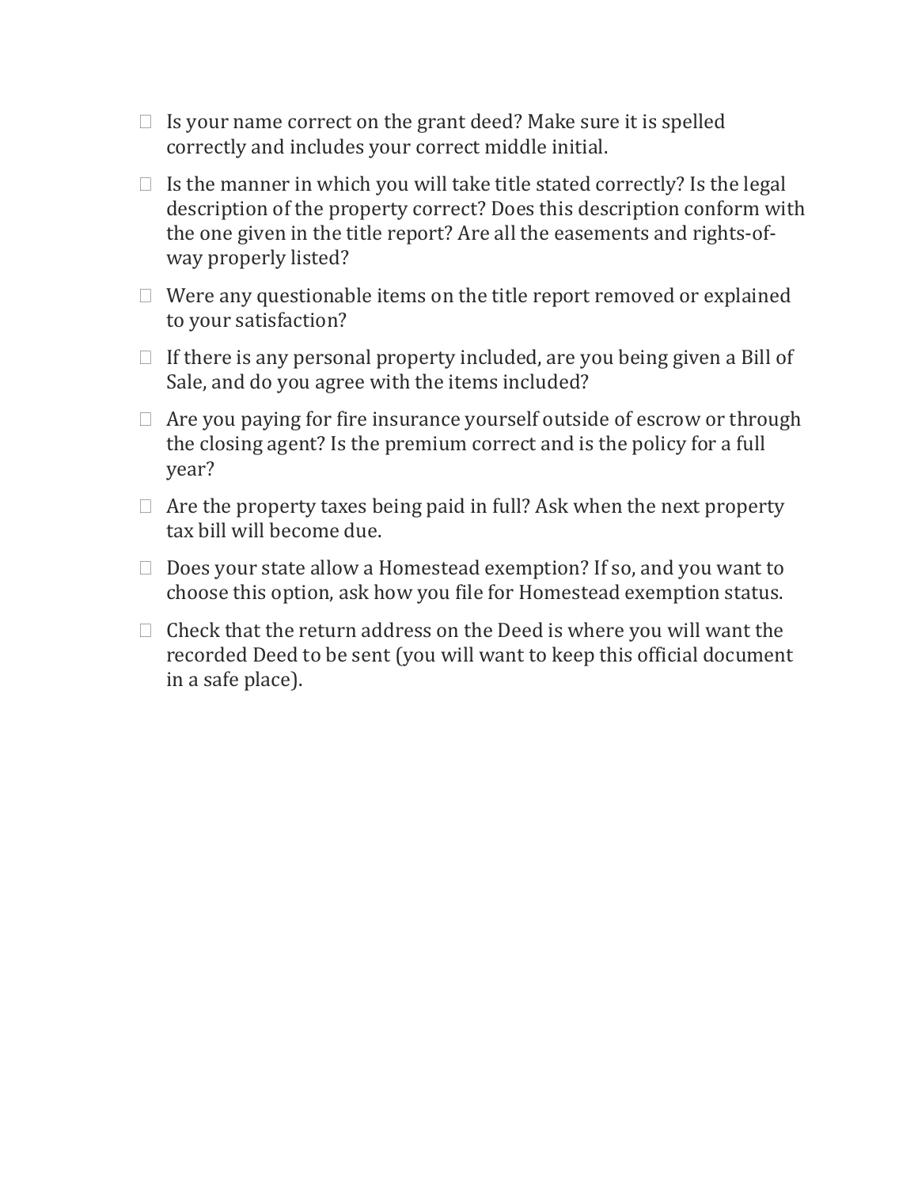- [ ] Is your name correct on the grant deed? Make sure it is spelled correctly and includes your correct middle initial.
- [ ] Is the manner in which you will take title stated correctly? Is the legal description of the property correct? Does this description conform with the one given in the title report? Are all the easements and rights-of-way properly listed?
- [ ] Were any questionable items on the title report removed or explained to your satisfaction?
- [ ] If there is any personal property included, are you being given a Bill of Sale, and do you agree with the items included?
- [ ] Are you paying for fire insurance yourself outside of escrow or through the closing agent? Is the premium correct and is the policy for a full year?
- [ ] Are the property taxes being paid in full? Ask when the next property tax bill will become due.
- [ ] Does your state allow a Homestead exemption? If so, and you want to choose this option, ask how you file for Homestead exemption status.
- [ ] Check that the return address on the Deed is where you will want the recorded Deed to be sent (you will want to keep this official document in a safe place).